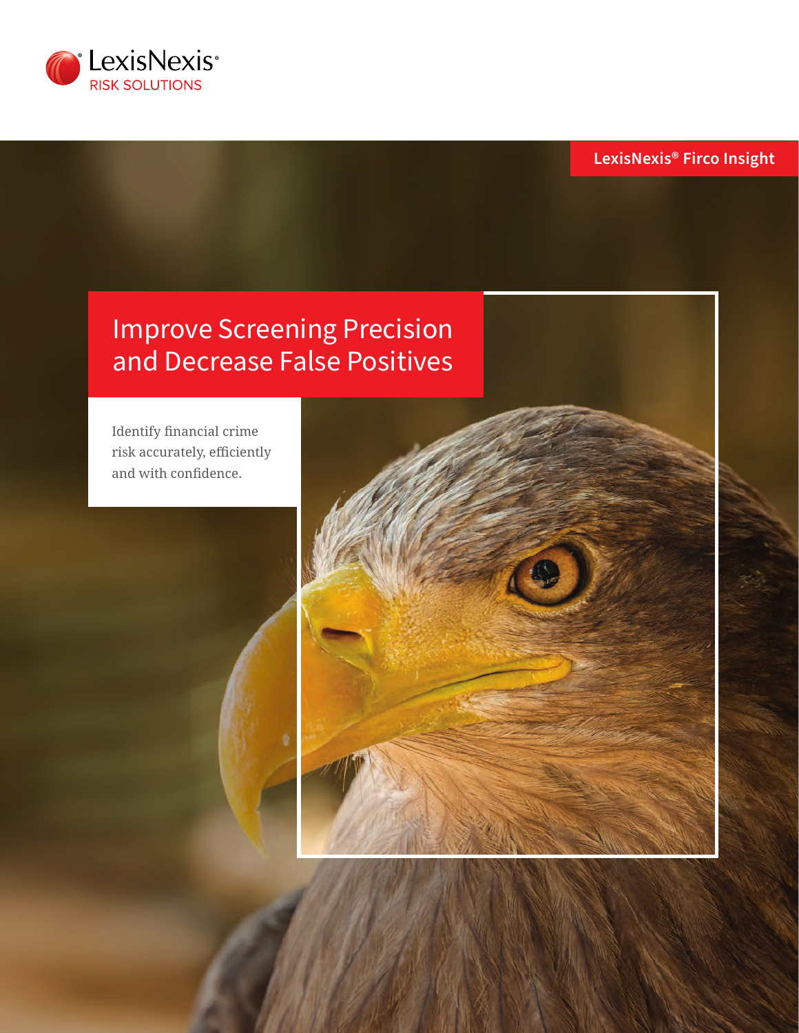LexisNexis® RISK SOLUTIONS

**LexisNexis® Firco Insight**

# Improve Screening Precision and Decrease False Positives

Identify financial crime risk accurately, efficiently and with confidence.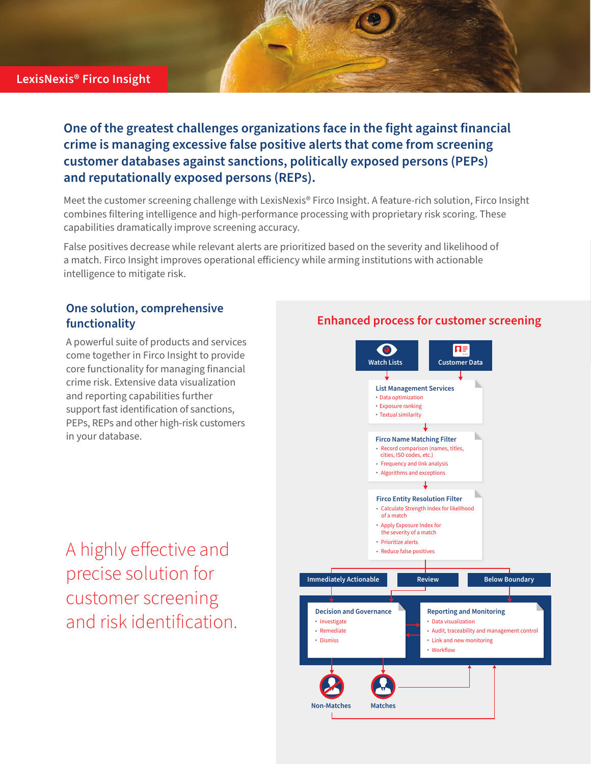LexisNexis® Firco Insight

## One of the greatest challenges organizations face in the fight against financial crime is managing excessive false positive alerts that come from screening customer databases against sanctions, politically exposed persons (PEPs) and reputationally exposed persons (REPs).

Meet the customer screening challenge with LexisNexis® Firco Insight. A feature-rich solution, Firco Insight combines filtering intelligence and high-performance processing with proprietary risk scoring. These capabilities dramatically improve screening accuracy.

False positives decrease while relevant alerts are prioritized based on the severity and likelihood of a match. Firco Insight improves operational efficiency while arming institutions with actionable intelligence to mitigate risk.

### One solution, comprehensive functionality

A powerful suite of products and services come together in Firco Insight to provide core functionality for managing financial crime risk. Extensive data visualization and reporting capabilities further support fast identification of sanctions, PEPs, REPs and other high-risk customers in your database.

A highly effective and precise solution for customer screening and risk identification.

### Enhanced process for customer screening

Watch Lists | Customer Data

**List Management Services**
- Data optimization
- Exposure ranking
- Textual similarity

**Firco Name Matching Filter**
- Record comparison (names, titles, cities, ISO codes, etc.)
- Frequency and link analysis
- Algorithms and exceptions

**Firco Entity Resolution Filter**
- Calculate Strength Index for likelihood of a match
- Apply Exposure Index for the severity of a match
- Prioritize alerts
- Reduce false positives

Immediately Actionable | Review | Below Boundary

**Decision and Governance**
- Investigate
- Remediate
- Dismiss

**Reporting and Monitoring**
- Data visualization
- Audit, traceability and management control
- Link and new monitoring
- Workflow

Non-Matches | Matches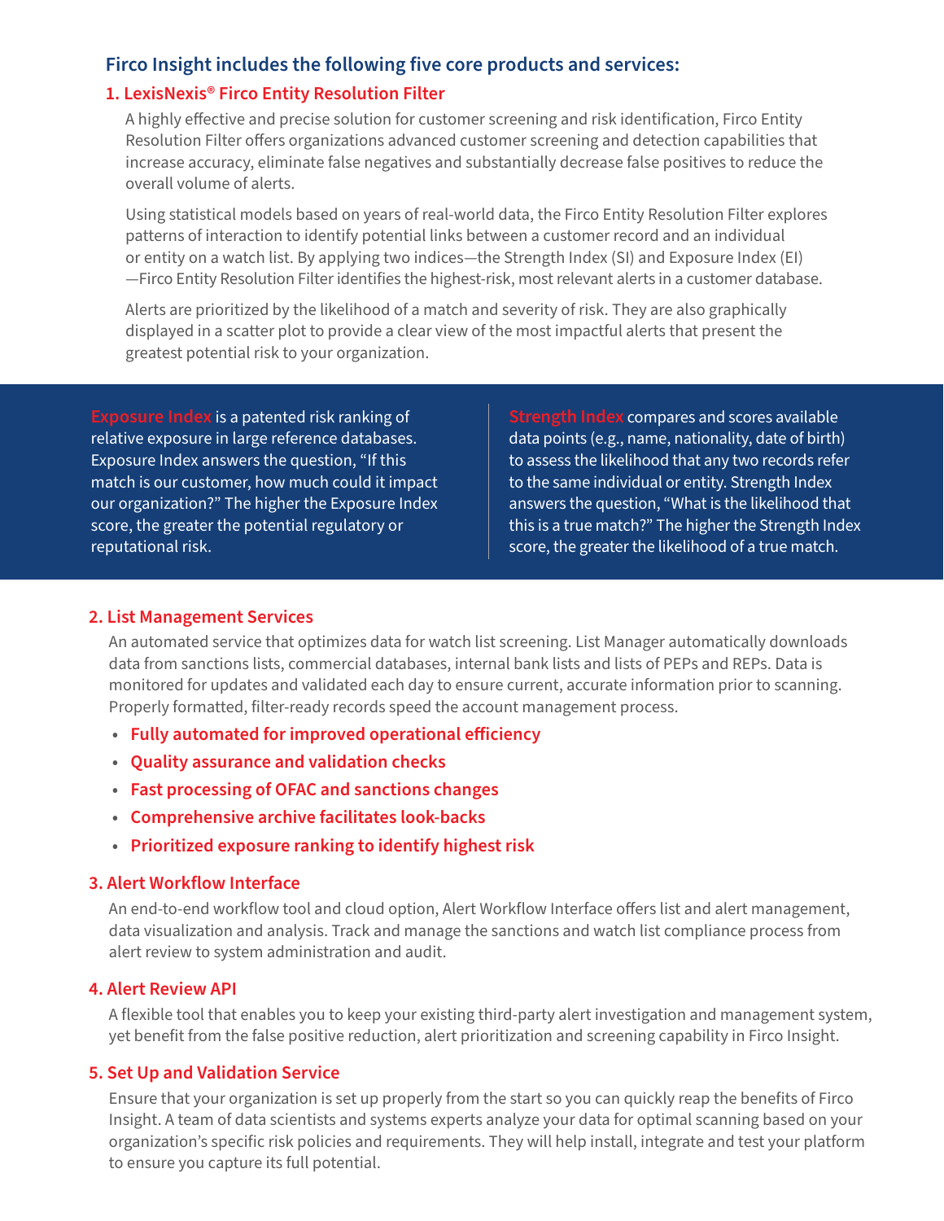## Firco Insight includes the following five core products and services:

### 1. LexisNexis® Firco Entity Resolution Filter

A highly effective and precise solution for customer screening and risk identification, Firco Entity Resolution Filter offers organizations advanced customer screening and detection capabilities that increase accuracy, eliminate false negatives and substantially decrease false positives to reduce the overall volume of alerts.

Using statistical models based on years of real-world data, the Firco Entity Resolution Filter explores patterns of interaction to identify potential links between a customer record and an individual or entity on a watch list. By applying two indices—the Strength Index (SI) and Exposure Index (EI)—Firco Entity Resolution Filter identifies the highest-risk, most relevant alerts in a customer database.

Alerts are prioritized by the likelihood of a match and severity of risk. They are also graphically displayed in a scatter plot to provide a clear view of the most impactful alerts that present the greatest potential risk to your organization.

**Exposure Index** is a patented risk ranking of relative exposure in large reference databases. Exposure Index answers the question, "If this match is our customer, how much could it impact our organization?" The higher the Exposure Index score, the greater the potential regulatory or reputational risk.

**Strength Index** compares and scores available data points (e.g., name, nationality, date of birth) to assess the likelihood that any two records refer to the same individual or entity. Strength Index answers the question, "What is the likelihood that this is a true match?" The higher the Strength Index score, the greater the likelihood of a true match.

### 2. List Management Services

An automated service that optimizes data for watch list screening. List Manager automatically downloads data from sanctions lists, commercial databases, internal bank lists and lists of PEPs and REPs. Data is monitored for updates and validated each day to ensure current, accurate information prior to scanning. Properly formatted, filter-ready records speed the account management process.

- **Fully automated for improved operational efficiency**
- **Quality assurance and validation checks**
- **Fast processing of OFAC and sanctions changes**
- **Comprehensive archive facilitates look-backs**
- **Prioritized exposure ranking to identify highest risk**

### 3. Alert Workflow Interface

An end-to-end workflow tool and cloud option, Alert Workflow Interface offers list and alert management, data visualization and analysis. Track and manage the sanctions and watch list compliance process from alert review to system administration and audit.

### 4. Alert Review API

A flexible tool that enables you to keep your existing third-party alert investigation and management system, yet benefit from the false positive reduction, alert prioritization and screening capability in Firco Insight.

### 5. Set Up and Validation Service

Ensure that your organization is set up properly from the start so you can quickly reap the benefits of Firco Insight. A team of data scientists and systems experts analyze your data for optimal scanning based on your organization's specific risk policies and requirements. They will help install, integrate and test your platform to ensure you capture its full potential.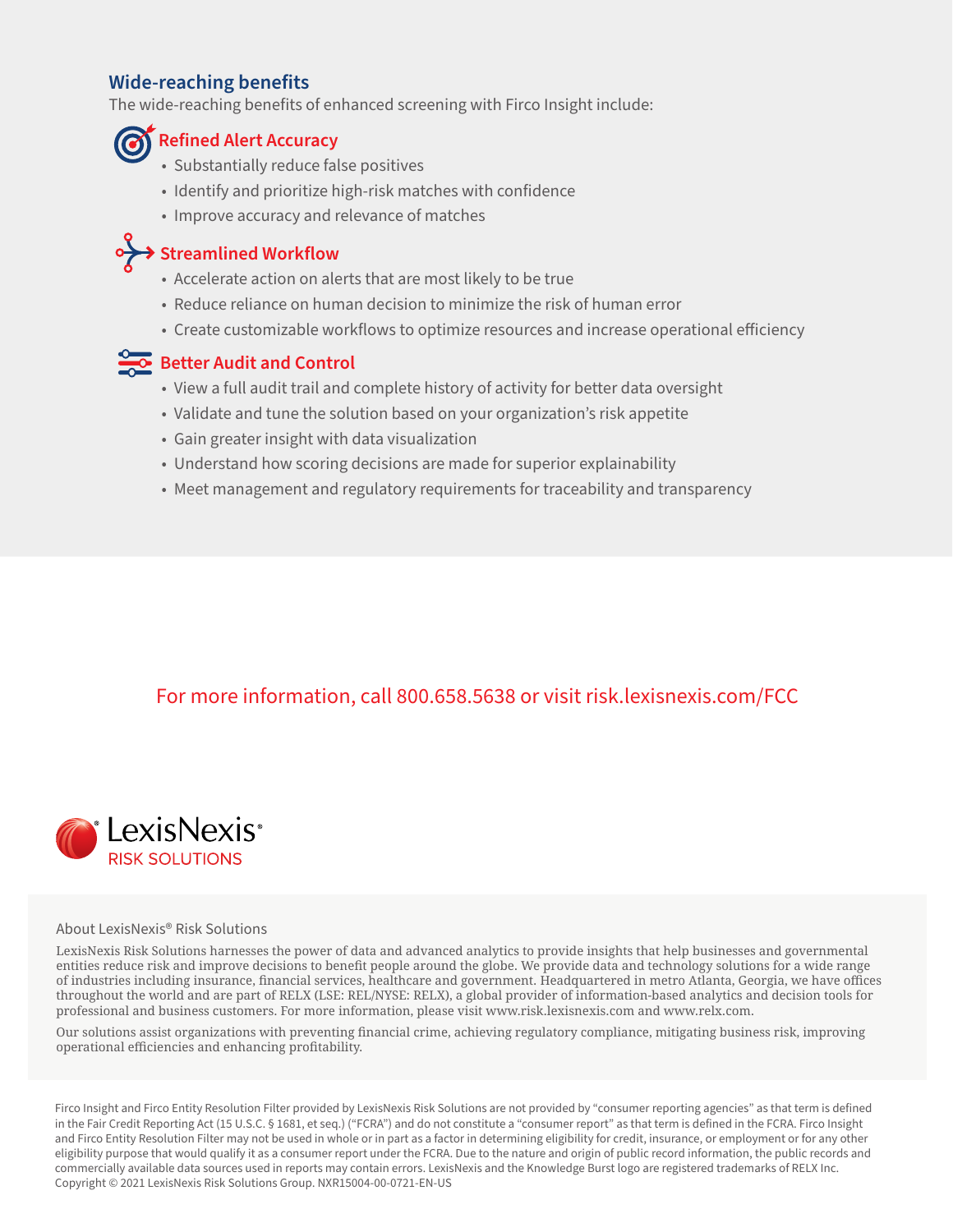## Wide-reaching benefits

The wide-reaching benefits of enhanced screening with Firco Insight include:

### Refined Alert Accuracy

- Substantially reduce false positives
- Identify and prioritize high-risk matches with confidence
- Improve accuracy and relevance of matches

### Streamlined Workflow

- Accelerate action on alerts that are most likely to be true
- Reduce reliance on human decision to minimize the risk of human error
- Create customizable workflows to optimize resources and increase operational efficiency

### Better Audit and Control

- View a full audit trail and complete history of activity for better data oversight
- Validate and tune the solution based on your organization's risk appetite
- Gain greater insight with data visualization
- Understand how scoring decisions are made for superior explainability
- Meet management and regulatory requirements for traceability and transparency

For more information, call 800.658.5638 or visit risk.lexisnexis.com/FCC

LexisNexis® RISK SOLUTIONS

About LexisNexis® Risk Solutions

LexisNexis Risk Solutions harnesses the power of data and advanced analytics to provide insights that help businesses and governmental entities reduce risk and improve decisions to benefit people around the globe. We provide data and technology solutions for a wide range of industries including insurance, financial services, healthcare and government. Headquartered in metro Atlanta, Georgia, we have offices throughout the world and are part of RELX (LSE: REL/NYSE: RELX), a global provider of information-based analytics and decision tools for professional and business customers. For more information, please visit www.risk.lexisnexis.com and www.relx.com.

Our solutions assist organizations with preventing financial crime, achieving regulatory compliance, mitigating business risk, improving operational efficiencies and enhancing profitability.

Firco Insight and Firco Entity Resolution Filter provided by LexisNexis Risk Solutions are not provided by "consumer reporting agencies" as that term is defined in the Fair Credit Reporting Act (15 U.S.C. § 1681, et seq.) ("FCRA") and do not constitute a "consumer report" as that term is defined in the FCRA. Firco Insight and Firco Entity Resolution Filter may not be used in whole or in part as a factor in determining eligibility for credit, insurance, or employment or for any other eligibility purpose that would qualify it as a consumer report under the FCRA. Due to the nature and origin of public record information, the public records and commercially available data sources used in reports may contain errors. LexisNexis and the Knowledge Burst logo are registered trademarks of RELX Inc. Copyright © 2021 LexisNexis Risk Solutions Group. NXR15004-00-0721-EN-US